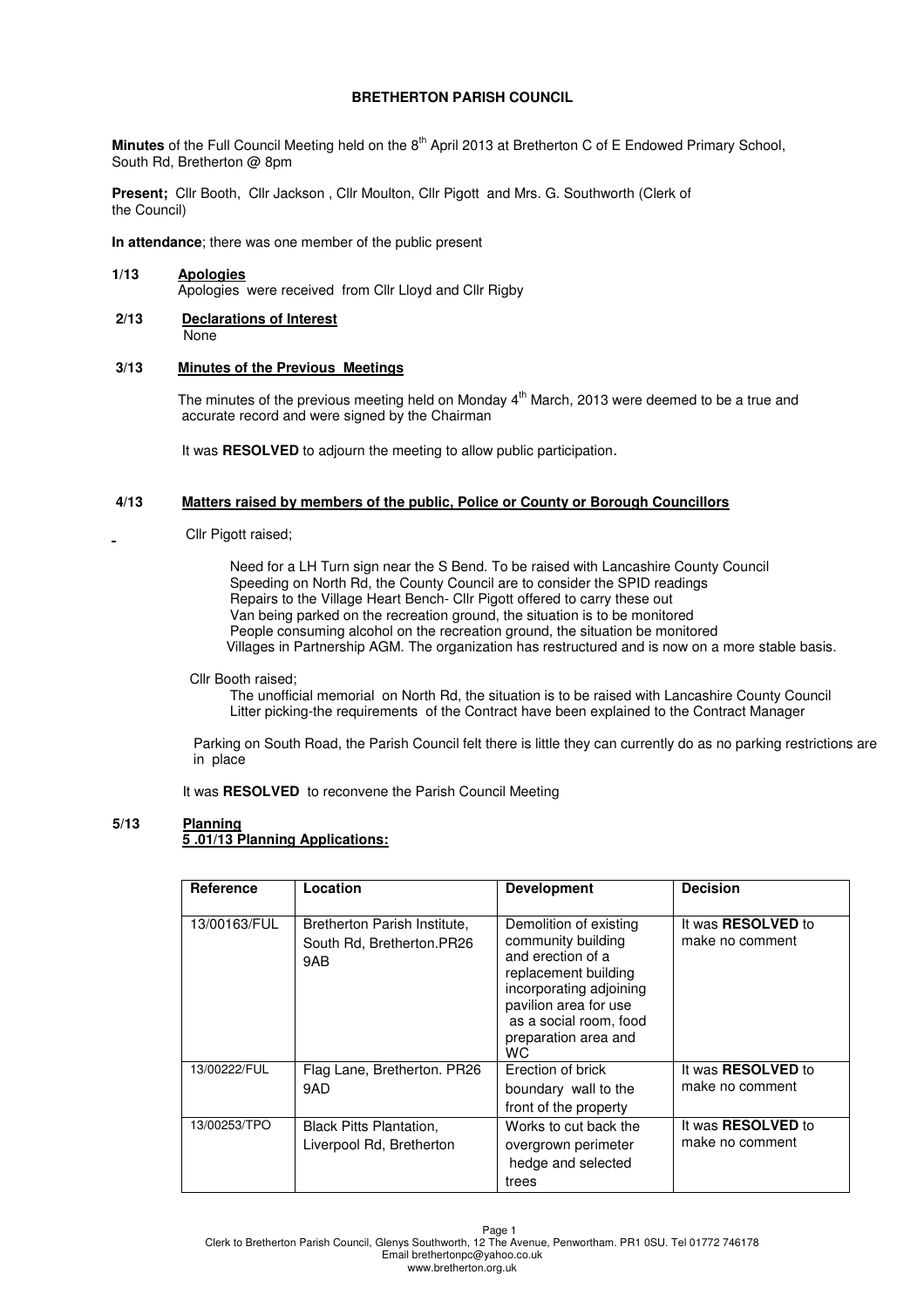# BRETHERTON PARISH COUNCIL

**Minutes** of the Full Council Meeting held on the 8th April 2013 at Bretherton C of E Endowed Primary School, South Rd, Bretherton @ 8pm

**Present;** Cllr Booth, Cllr Jackson , Cllr Moulton, Cllr Pigott and Mrs. G. Southworth (Clerk of the Council)

**In attendance**; there was one member of the public present

**1/13 Apologies**

Apologies were received from Cllr Lloyd and Cllr Rigby

**2/13 Declarations of Interest**

None

**3/13 Minutes of the Previous Meetings**

The minutes of the previous meeting held on Monday 4th March, 2013 were deemed to be a true and accurate record and were signed by the Chairman

It was **RESOLVED** to adjourn the meeting to allow public participation.

**4/13 Matters raised by members of the public, Police or County or Borough Councillors**

Cllr Pigott raised;

Need for a LH Turn sign near the S Bend. To be raised with Lancashire County Council
Speeding on North Rd, the County Council are to consider the SPID readings
Repairs to the Village Heart Bench- Cllr Pigott offered to carry these out
Van being parked on the recreation ground, the situation is to be monitored
People consuming alcohol on the recreation ground, the situation be monitored
Villages in Partnership AGM. The organization has restructured and is now on a more stable basis.

Cllr Booth raised;

The unofficial memorial on North Rd, the situation is to be raised with Lancashire County Council
Litter picking-the requirements of the Contract have been explained to the Contract Manager

Parking on South Road, the Parish Council felt there is little they can currently do as no parking restrictions are in place

It was **RESOLVED** to reconvene the Parish Council Meeting

**5/13 Planning**

**5 .01/13 Planning Applications:**

| Reference | Location | Development | Decision |
|---|---|---|---|
| 13/00163/FUL | Bretherton Parish Institute, South Rd, Bretherton.PR26 9AB | Demolition of existing community building and erection of a replacement building incorporating adjoining pavilion area for use as a social room, food preparation area and WC | It was **RESOLVED** to make no comment |
| 13/00222/FUL | Flag Lane, Bretherton. PR26 9AD | Erection of brick boundary wall to the front of the property | It was **RESOLVED** to make no comment |
| 13/00253/TPO | Black Pitts Plantation, Liverpool Rd, Bretherton | Works to cut back the overgrown perimeter hedge and selected trees | It was **RESOLVED** to make no comment |

Clerk to Bretherton Parish Council, Glenys Southworth, 12 The Avenue, Penwortham. PR1 0SU. Tel 01772 746178
Email brethertonpc@yahoo.co.uk
www.bretherton.org.uk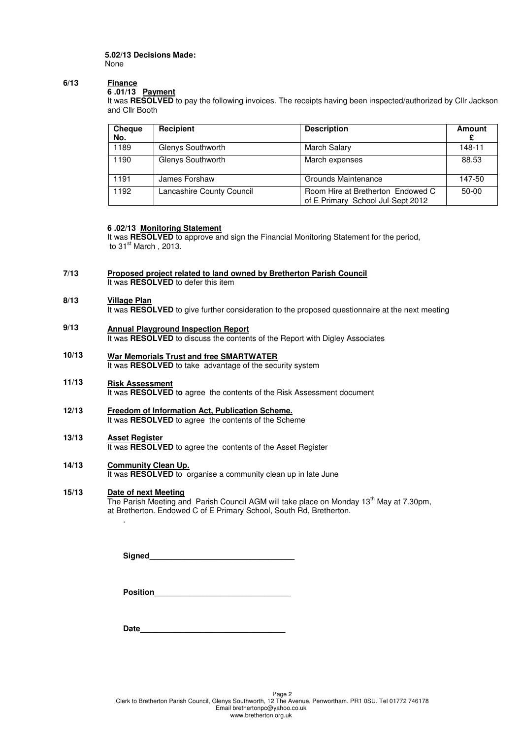**5.02/13 Decisions Made:**
None

**6/13 Finance**

**6 .01/13 Payment**

It was **RESOLVED** to pay the following invoices. The receipts having been inspected/authorized by Cllr Jackson and Cllr Booth

| Cheque No. | Recipient | Description | Amount £ |
|---|---|---|---|
| 1189 | Glenys Southworth | March Salary | 148-11 |
| 1190 | Glenys Southworth | March expenses | 88.53 |
| 1191 | James Forshaw | Grounds Maintenance | 147-50 |
| 1192 | Lancashire County Council | Room Hire at Bretherton Endowed C of E Primary School Jul-Sept 2012 | 50-00 |

**6 .02/13 Monitoring Statement**

It was **RESOLVED** to approve and sign the Financial Monitoring Statement for the period, to 31st March , 2013.

**7/13 Proposed project related to land owned by Bretherton Parish Council**

It was **RESOLVED** to defer this item

**8/13 Village Plan**

It was **RESOLVED** to give further consideration to the proposed questionnaire at the next meeting

**9/13 Annual Playground Inspection Report**

It was **RESOLVED** to discuss the contents of the Report with Digley Associates

**10/13 War Memorials Trust and free SMARTWATER**

It was **RESOLVED** to take advantage of the security system

**11/13 Risk Assessment**

It was **RESOLVED** to agree the contents of the Risk Assessment document

**12/13 Freedom of Information Act, Publication Scheme.**

It was **RESOLVED** to agree the contents of the Scheme

**13/13 Asset Register**

It was **RESOLVED** to agree the contents of the Asset Register

**14/13 Community Clean Up.**

It was **RESOLVED** to organise a community clean up in late June

**15/13 Date of next Meeting**

The Parish Meeting and Parish Council AGM will take place on Monday 13th May at 7.30pm, at Bretherton. Endowed C of E Primary School, South Rd, Bretherton.

.

**Signed**\_\_\_\_\_\_\_\_\_\_\_\_\_\_\_\_\_\_\_\_\_\_\_\_\_\_\_\_\_\_\_\_

**Position**\_\_\_\_\_\_\_\_\_\_\_\_\_\_\_\_\_\_\_\_\_\_\_\_\_\_\_\_\_\_

**Date**\_\_\_\_\_\_\_\_\_\_\_\_\_\_\_\_\_\_\_\_\_\_\_\_\_\_\_\_\_\_\_\_

Clerk to Bretherton Parish Council, Glenys Southworth, 12 The Avenue, Penwortham. PR1 0SU. Tel 01772 746178
Email brethertonpc@yahoo.co.uk
www.bretherton.org.uk